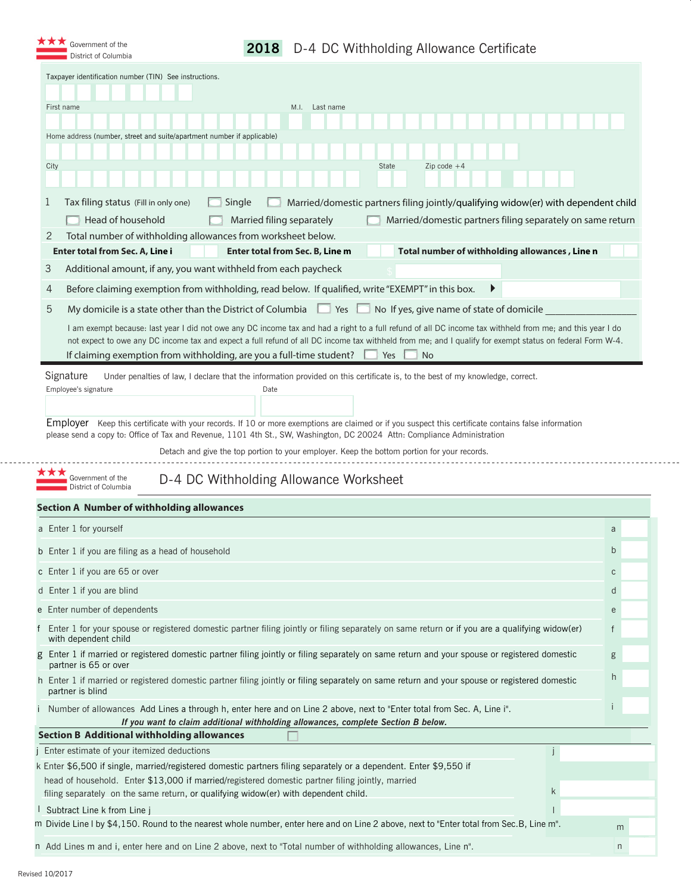Government of the District of Columbia

# 2018 D-4 DC Withholding Allowance Certificate

Taxpayer identification number (TIN) See instructions.

First name | M.I. | Last name

Home address (number, street and suite/apartment number if applicable)

City | State | Zip code +4

1 Tax filing status (Fill in only one) ☐ Single ☐ Married/domestic partners filing jointly/qualifying widow(er) with dependent child ☐ Head of household ☐ Married filing separately ☐ Married/domestic partners filing separately on same return

2 Total number of withholding allowances from worksheet below.

**Enter total from Sec. A, Line i** | **Enter total from Sec. B, Line m** | **Total number of withholding allowances , Line n**

3 Additional amount, if any, you want withheld from each paycheck $

4 Before claiming exemption from withholding, read below. If qualified, write "EXEMPT" in this box.

5 My domicile is a state other than the District of Columbia ☐ Yes ☐ No If yes, give name of state of domicile ________________

I am exempt because: last year I did not owe any DC income tax and had a right to a full refund of all DC income tax withheld from me; and this year I do not expect to owe any DC income tax and expect a full refund of all DC income tax withheld from me; and I qualify for exempt status on federal Form W-4.

If claiming exemption from withholding, are you a full-time student? ☐ Yes ☐ No

Signature Under penalties of law, I declare that the information provided on this certificate is, to the best of my knowledge, correct.

Employee's signature | Date

Employer Keep this certificate with your records. If 10 or more exemptions are claimed or if you suspect this certificate contains false information please send a copy to: Office of Tax and Revenue, 1101 4th St., SW, Washington, DC 20024 Attn: Compliance Administration

Detach and give the top portion to your employer. Keep the bottom portion for your records.

---

Government of the District of Columbia

# D-4 DC Withholding Allowance Worksheet

## Section A Number of withholding allowances

| | | |
|---|---|---|
| a Enter 1 for yourself | a | |
| b Enter 1 if you are filing as a head of household | b | |
| c Enter 1 if you are 65 or over | c | |
| d Enter 1 if you are blind | d | |
| e Enter number of dependents | e | |
| f Enter 1 for your spouse or registered domestic partner filing jointly or filing separately on same return or if you are a qualifying widow(er) with dependent child | f | |
| g Enter 1 if married or registered domestic partner filing jointly or filing separately on same return and your spouse or registered domestic partner is 65 or over | g | |
| h Enter 1 if married or registered domestic partner filing jointly or filing separately on same return and your spouse or registered domestic partner is blind | h | |
| i Number of allowances Add Lines a through h, enter here and on Line 2 above, next to "Enter total from Sec. A, Line i". | i | |

***If you want to claim additional withholding allowances, complete Section B below.***

## Section B Additional withholding allowances ☐

| | | |
|---|---|---|
| j Enter estimate of your itemized deductions | j | |
| k Enter $6,500 if single, married/registered domestic partners filing separately or a dependent. Enter $9,550 if head of household. Enter $13,000 if married/registered domestic partner filing jointly, married filing separately on the same return, or qualifying widow(er) with dependent child. | k | |
| l Subtract Line k from Line j | l | |
| m Divide Line l by $4,150. Round to the nearest whole number, enter here and on Line 2 above, next to "Enter total from Sec.B, Line m". | m | |
| n Add Lines m and i, enter here and on Line 2 above, next to "Total number of withholding allowances, Line n". | n | |

Revised 10/2017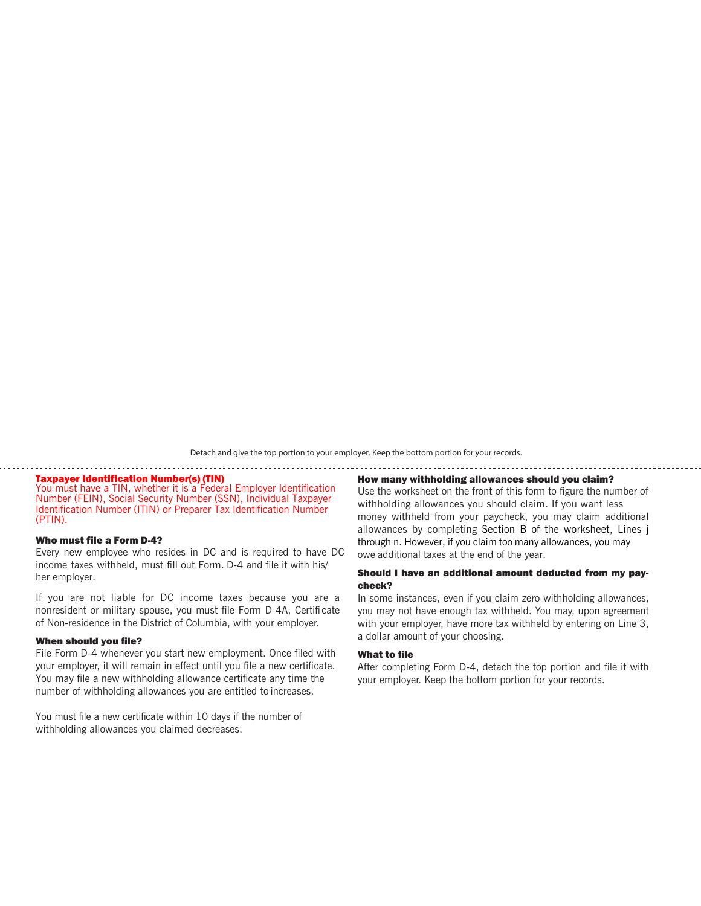Detach and give the top portion to your employer. Keep the bottom portion for your records.

### Taxpayer Identification Number(s) (TIN)

You must have a TIN, whether it is a Federal Employer Identification Number (FEIN), Social Security Number (SSN), Individual Taxpayer Identification Number (ITIN) or Preparer Tax Identification Number (PTIN).

### Who must file a Form D-4?

Every new employee who resides in DC and is required to have DC income taxes withheld, must fill out Form. D-4 and file it with his/her employer.

If you are not liable for DC income taxes because you are a nonresident or military spouse, you must file Form D-4A, Certificate of Non-residence in the District of Columbia, with your employer.

### When should you file?

File Form D-4 whenever you start new employment. Once filed with your employer, it will remain in effect until you file a new certificate. You may file a new withholding allowance certificate any time the number of withholding allowances you are entitled to increases.

You must file a new certificate within 10 days if the number of withholding allowances you claimed decreases.

### How many withholding allowances should you claim?

Use the worksheet on the front of this form to figure the number of withholding allowances you should claim. If you want less money withheld from your paycheck, you may claim additional allowances by completing Section B of the worksheet, Lines j through n. However, if you claim too many allowances, you may owe additional taxes at the end of the year.

### Should I have an additional amount deducted from my paycheck?

In some instances, even if you claim zero withholding allowances, you may not have enough tax withheld. You may, upon agreement with your employer, have more tax withheld by entering on Line 3, a dollar amount of your choosing.

### What to file

After completing Form D-4, detach the top portion and file it with your employer. Keep the bottom portion for your records.